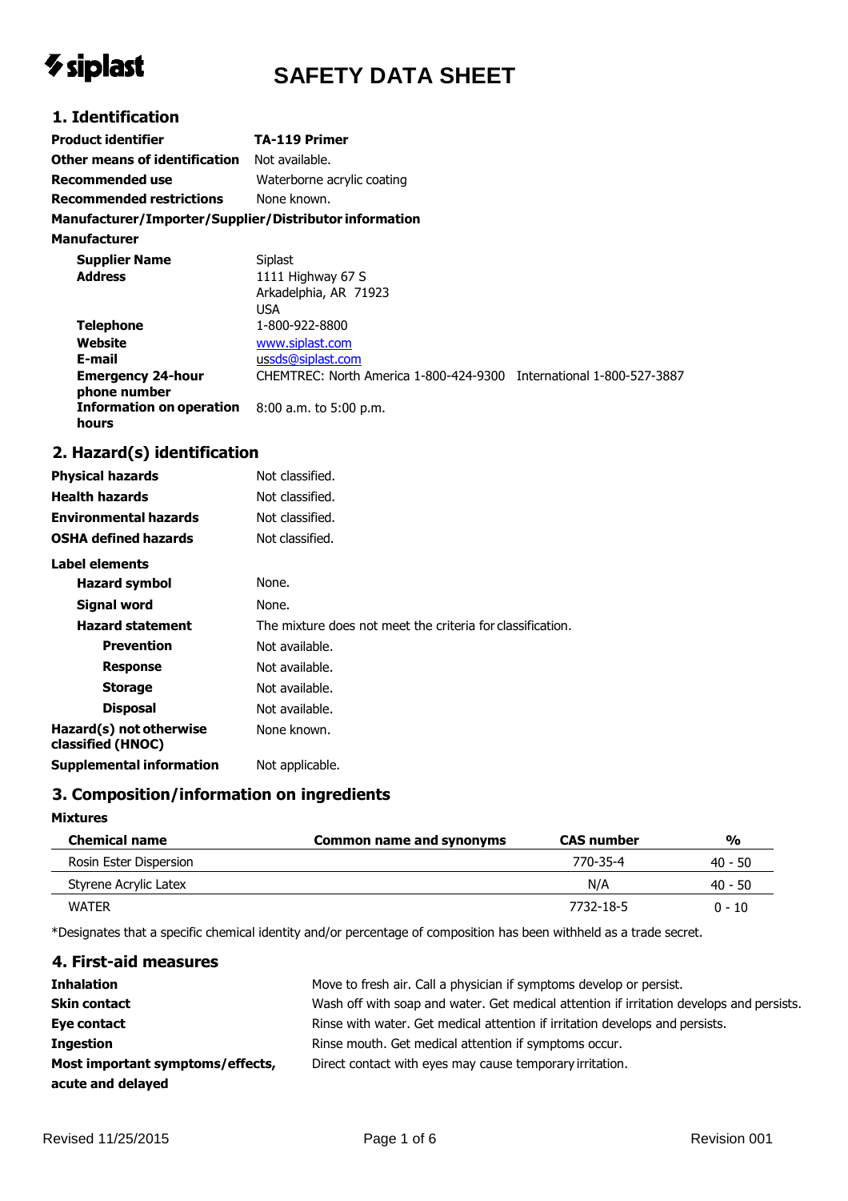siplast

# SAFETY DATA SHEET

## 1. Identification

| | |
|---|---|
| **Product identifier** | **TA-119 Primer** |
| **Other means of identification** | Not available. |
| **Recommended use** | Waterborne acrylic coating |
| **Recommended restrictions** | None known. |

**Manufacturer/Importer/Supplier/Distributor information**

**Manufacturer**

| | |
|---|---|
| **Supplier Name** | Siplast |
| **Address** | 1111 Highway 67 S<br>Arkadelphia, AR 71923<br>USA |
| **Telephone** | 1-800-922-8800 |
| **Website** | www.siplast.com |
| **E-mail** | ussds@siplast.com |
| **Emergency 24-hour phone number** | CHEMTREC: North America 1-800-424-9300 International 1-800-527-3887 |
| **Information on operation hours** | 8:00 a.m. to 5:00 p.m. |

## 2. Hazard(s) identification

| | |
|---|---|
| **Physical hazards** | Not classified. |
| **Health hazards** | Not classified. |
| **Environmental hazards** | Not classified. |
| **OSHA defined hazards** | Not classified. |

**Label elements**

| | |
|---|---|
| **Hazard symbol** | None. |
| **Signal word** | None. |
| **Hazard statement** | The mixture does not meet the criteria for classification. |
| **Prevention** | Not available. |
| **Response** | Not available. |
| **Storage** | Not available. |
| **Disposal** | Not available. |
| **Hazard(s) not otherwise classified (HNOC)** | None known. |
| **Supplemental information** | Not applicable. |

## 3. Composition/information on ingredients

**Mixtures**

| Chemical name | Common name and synonyms | CAS number | % |
|---|---|---|---|
| Rosin Ester Dispersion | | 770-35-4 | 40 - 50 |
| Styrene Acrylic Latex | | N/A | 40 - 50 |
| WATER | | 7732-18-5 | 0 - 10 |

*Designates that a specific chemical identity and/or percentage of composition has been withheld as a trade secret.

## 4. First-aid measures

| | |
|---|---|
| **Inhalation** | Move to fresh air. Call a physician if symptoms develop or persist. |
| **Skin contact** | Wash off with soap and water. Get medical attention if irritation develops and persists. |
| **Eye contact** | Rinse with water. Get medical attention if irritation develops and persists. |
| **Ingestion** | Rinse mouth. Get medical attention if symptoms occur. |
| **Most important symptoms/effects, acute and delayed** | Direct contact with eyes may cause temporary irritation. |

Revised 11/25/2015 Revision 001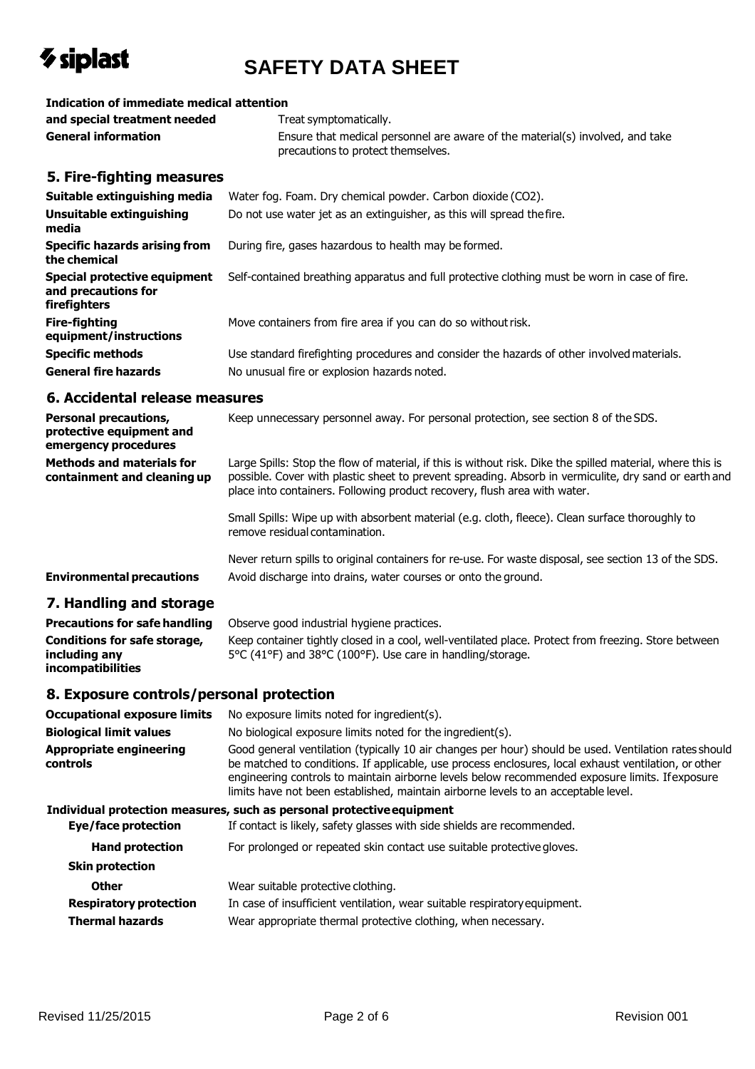# SAFETY DATA SHEET

| | |
|---|---|
| **Indication of immediate medical attention and special treatment needed** | Treat symptomatically. |
| **General information** | Ensure that medical personnel are aware of the material(s) involved, and take precautions to protect themselves. |

## 5. Fire-fighting measures

| | |
|---|---|
| **Suitable extinguishing media** | Water fog. Foam. Dry chemical powder. Carbon dioxide ($CO_2$). |
| **Unsuitable extinguishing media** | Do not use water jet as an extinguisher, as this will spread the fire. |
| **Specific hazards arising from the chemical** | During fire, gases hazardous to health may be formed. |
| **Special protective equipment and precautions for firefighters** | Self-contained breathing apparatus and full protective clothing must be worn in case of fire. |
| **Fire-fighting equipment/instructions** | Move containers from fire area if you can do so without risk. |
| **Specific methods** | Use standard firefighting procedures and consider the hazards of other involved materials. |
| **General fire hazards** | No unusual fire or explosion hazards noted. |

## 6. Accidental release measures

| | |
|---|---|
| **Personal precautions, protective equipment and emergency procedures** | Keep unnecessary personnel away. For personal protection, see section 8 of the SDS. |
| **Methods and materials for containment and cleaning up** | Large Spills: Stop the flow of material, if this is without risk. Dike the spilled material, where this is possible. Cover with plastic sheet to prevent spreading. Absorb in vermiculite, dry sand or earth and place into containers. Following product recovery, flush area with water.<br><br>Small Spills: Wipe up with absorbent material (e.g. cloth, fleece). Clean surface thoroughly to remove residual contamination.<br><br>Never return spills to original containers for re-use. For waste disposal, see section 13 of the SDS. |
| **Environmental precautions** | Avoid discharge into drains, water courses or onto the ground. |

## 7. Handling and storage

| | |
|---|---|
| **Precautions for safe handling** | Observe good industrial hygiene practices. |
| **Conditions for safe storage, including any incompatibilities** | Keep container tightly closed in a cool, well-ventilated place. Protect from freezing. Store between 5°C (41°F) and 38°C (100°F). Use care in handling/storage. |

## 8. Exposure controls/personal protection

| | |
|---|---|
| **Occupational exposure limits** | No exposure limits noted for ingredient(s). |
| **Biological limit values** | No biological exposure limits noted for the ingredient(s). |
| **Appropriate engineering controls** | Good general ventilation (typically 10 air changes per hour) should be used. Ventilation rates should be matched to conditions. If applicable, use process enclosures, local exhaust ventilation, or other engineering controls to maintain airborne levels below recommended exposure limits. If exposure limits have not been established, maintain airborne levels to an acceptable level. |

**Individual protection measures, such as personal protective equipment**

| | |
|---|---|
| **Eye/face protection** | If contact is likely, safety glasses with side shields are recommended. |
| **Hand protection** | For prolonged or repeated skin contact use suitable protective gloves. |
| **Skin protection** | |
| **Other** | Wear suitable protective clothing. |
| **Respiratory protection** | In case of insufficient ventilation, wear suitable respiratory equipment. |
| **Thermal hazards** | Wear appropriate thermal protective clothing, when necessary. |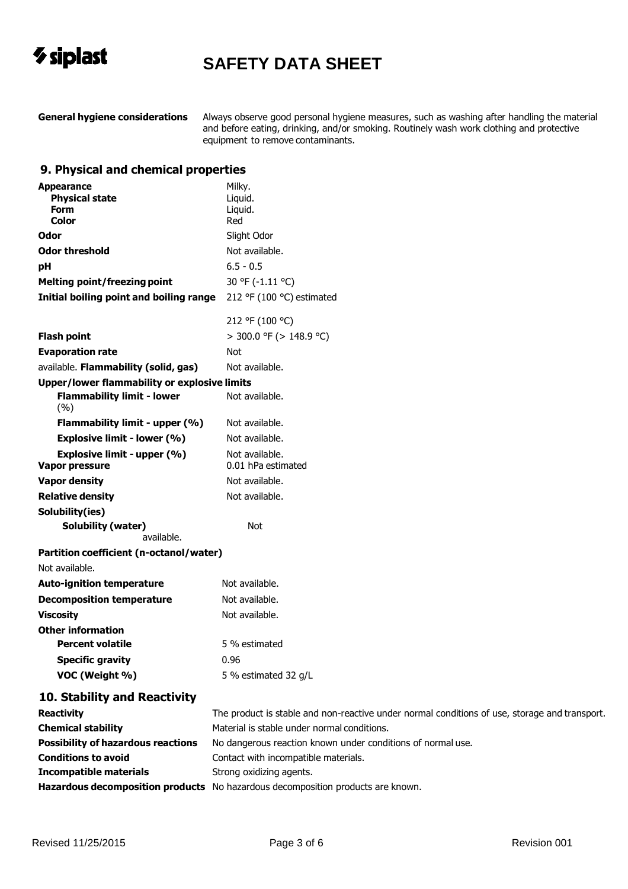**General hygiene considerations** Always observe good personal hygiene measures, such as washing after handling the material and before eating, drinking, and/or smoking. Routinely wash work clothing and protective equipment to remove contaminants.

## 9. Physical and chemical properties

| | |
|---|---|
| **Appearance** | Milky. |
| **Physical state** | Liquid. |
| **Form** | Liquid. |
| **Color** | Red |
| **Odor** | Slight Odor |
| **Odor threshold** | Not available. |
| **pH** | 6.5 - 0.5 |
| **Melting point/freezing point** | 30 °F (-1.11 °C) |
| **Initial boiling point and boiling range** | 212 °F (100 °C) estimated |
| | 212 °F (100 °C) |
| **Flash point** | > 300.0 °F (> 148.9 °C) |
| **Evaporation rate** | Not available. |
| **Flammability (solid, gas)** | Not available. |
| **Upper/lower flammability or explosive limits** | |
| **Flammability limit - lower (%)** | Not available. |
| **Flammability limit - upper (%)** | Not available. |
| **Explosive limit - lower (%)** | Not available. |
| **Explosive limit - upper (%)** | Not available. |
| **Vapor pressure** | 0.01 hPa estimated |
| **Vapor density** | Not available. |
| **Relative density** | Not available. |
| **Solubility(ies)** | |
| **Solubility (water)** | Not available. |
| **Partition coefficient (n-octanol/water)** | Not available. |
| **Auto-ignition temperature** | Not available. |
| **Decomposition temperature** | Not available. |
| **Viscosity** | Not available. |
| **Other information** | |
| **Percent volatile** | 5 % estimated |
| **Specific gravity** | 0.96 |
| **VOC (Weight %)** | 5 % estimated 32 g/L |

## 10. Stability and Reactivity

| | |
|---|---|
| **Reactivity** | The product is stable and non-reactive under normal conditions of use, storage and transport. |
| **Chemical stability** | Material is stable under normal conditions. |
| **Possibility of hazardous reactions** | No dangerous reaction known under conditions of normal use. |
| **Conditions to avoid** | Contact with incompatible materials. |
| **Incompatible materials** | Strong oxidizing agents. |
| **Hazardous decomposition products** | No hazardous decomposition products are known. |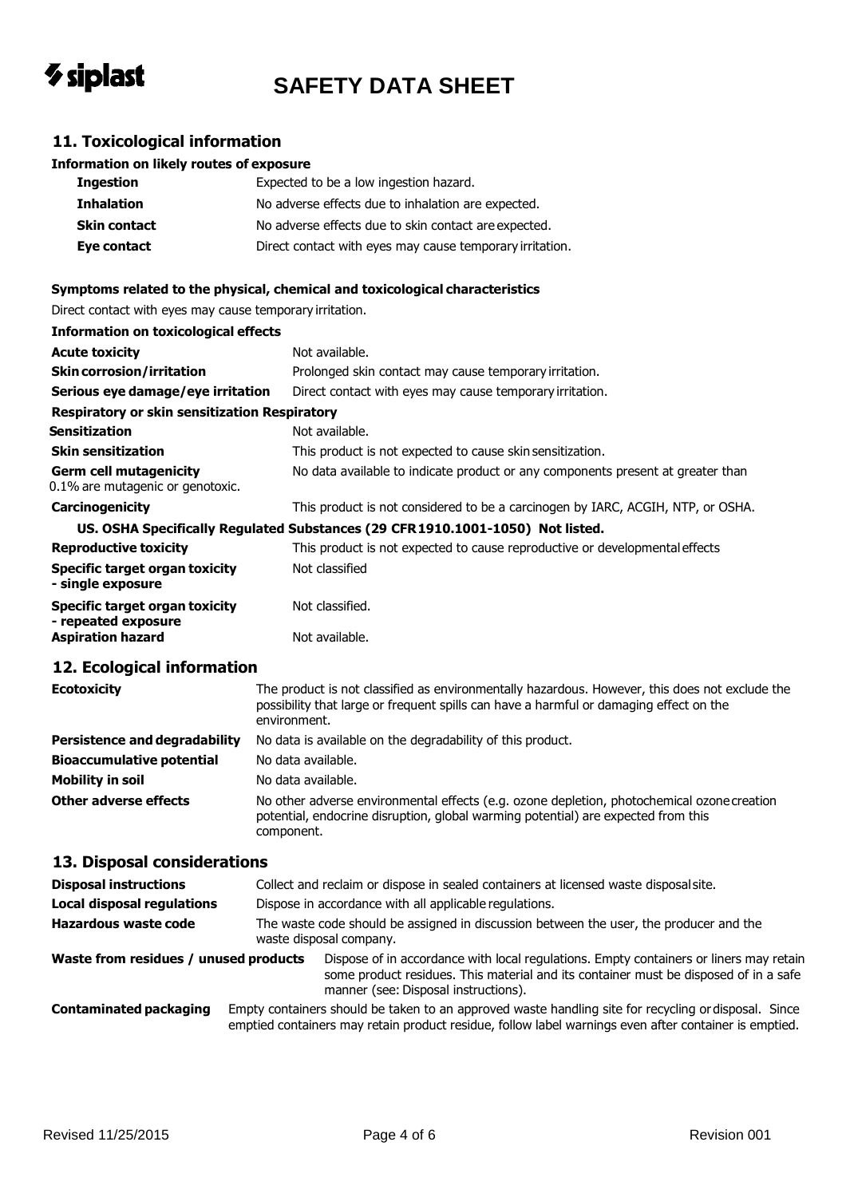# SAFETY DATA SHEET

## 11. Toxicological information

### Information on likely routes of exposure

| | |
|---|---|
| **Ingestion** | Expected to be a low ingestion hazard. |
| **Inhalation** | No adverse effects due to inhalation are expected. |
| **Skin contact** | No adverse effects due to skin contact are expected. |
| **Eye contact** | Direct contact with eyes may cause temporary irritation. |

### Symptoms related to the physical, chemical and toxicological characteristics

Direct contact with eyes may cause temporary irritation.

### Information on toxicological effects

| | |
|---|---|
| **Acute toxicity** | Not available. |
| **Skin corrosion/irritation** | Prolonged skin contact may cause temporary irritation. |
| **Serious eye damage/eye irritation** | Direct contact with eyes may cause temporary irritation. |
| **Respiratory or skin sensitization Respiratory** | |
| **Sensitization** | Not available. |
| **Skin sensitization** | This product is not expected to cause skin sensitization. |
| **Germ cell mutagenicity** | No data available to indicate product or any components present at greater than 0.1% are mutagenic or genotoxic. |
| **Carcinogenicity** | This product is not considered to be a carcinogen by IARC, ACGIH, NTP, or OSHA. |

**US. OSHA Specifically Regulated Substances (29 CFR 1910.1001-1050) Not listed.**

| | |
|---|---|
| **Reproductive toxicity** | This product is not expected to cause reproductive or developmental effects |
| **Specific target organ toxicity - single exposure** | Not classified |
| **Specific target organ toxicity - repeated exposure** | Not classified. |
| **Aspiration hazard** | Not available. |

## 12. Ecological information

| | |
|---|---|
| **Ecotoxicity** | The product is not classified as environmentally hazardous. However, this does not exclude the possibility that large or frequent spills can have a harmful or damaging effect on the environment. |
| **Persistence and degradability** | No data is available on the degradability of this product. |
| **Bioaccumulative potential** | No data available. |
| **Mobility in soil** | No data available. |
| **Other adverse effects** | No other adverse environmental effects (e.g. ozone depletion, photochemical ozone creation potential, endocrine disruption, global warming potential) are expected from this component. |

## 13. Disposal considerations

| | |
|---|---|
| **Disposal instructions** | Collect and reclaim or dispose in sealed containers at licensed waste disposal site. |
| **Local disposal regulations** | Dispose in accordance with all applicable regulations. |
| **Hazardous waste code** | The waste code should be assigned in discussion between the user, the producer and the waste disposal company. |
| **Waste from residues / unused products** | Dispose of in accordance with local regulations. Empty containers or liners may retain some product residues. This material and its container must be disposed of in a safe manner (see: Disposal instructions). |
| **Contaminated packaging** | Empty containers should be taken to an approved waste handling site for recycling or disposal. Since emptied containers may retain product residue, follow label warnings even after container is emptied. |

Revised 11/25/2015 — Revision 001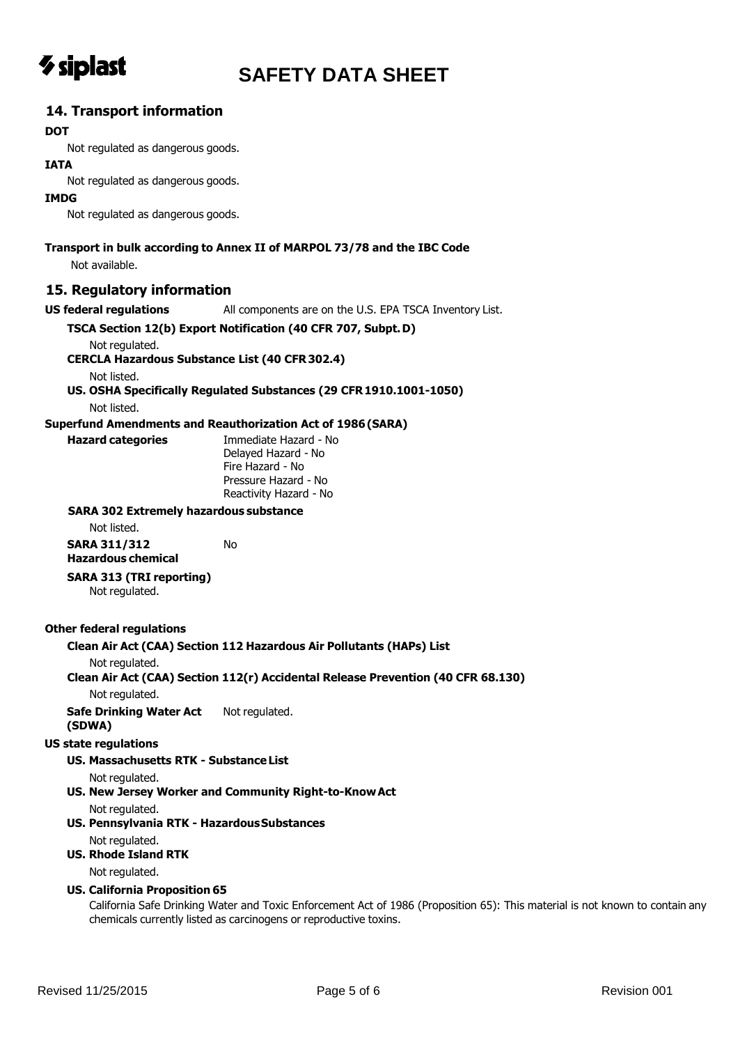## 14. Transport information

**DOT**

Not regulated as dangerous goods.

**IATA**

Not regulated as dangerous goods.

**IMDG**

Not regulated as dangerous goods.

**Transport in bulk according to Annex II of MARPOL 73/78 and the IBC Code**

Not available.

## 15. Regulatory information

**US federal regulations** All components are on the U.S. EPA TSCA Inventory List.

**TSCA Section 12(b) Export Notification (40 CFR 707, Subpt. D)**

Not regulated.

**CERCLA Hazardous Substance List (40 CFR 302.4)**

Not listed.

**US. OSHA Specifically Regulated Substances (29 CFR 1910.1001-1050)**

Not listed.

**Superfund Amendments and Reauthorization Act of 1986 (SARA)**

**Hazard categories**

Immediate Hazard - No
Delayed Hazard - No
Fire Hazard - No
Pressure Hazard - No
Reactivity Hazard - No

**SARA 302 Extremely hazardous substance**

Not listed.

**SARA 311/312 Hazardous chemical** No

**SARA 313 (TRI reporting)**

Not regulated.

**Other federal regulations**

**Clean Air Act (CAA) Section 112 Hazardous Air Pollutants (HAPs) List**

Not regulated.

**Clean Air Act (CAA) Section 112(r) Accidental Release Prevention (40 CFR 68.130)**

Not regulated.

**Safe Drinking Water Act (SDWA)** Not regulated.

**US state regulations**

**US. Massachusetts RTK - Substance List**

Not regulated.

**US. New Jersey Worker and Community Right-to-Know Act**

Not regulated.

**US. Pennsylvania RTK - Hazardous Substances**

Not regulated.

**US. Rhode Island RTK**

Not regulated.

**US. California Proposition 65**

California Safe Drinking Water and Toxic Enforcement Act of 1986 (Proposition 65): This material is not known to contain any chemicals currently listed as carcinogens or reproductive toxins.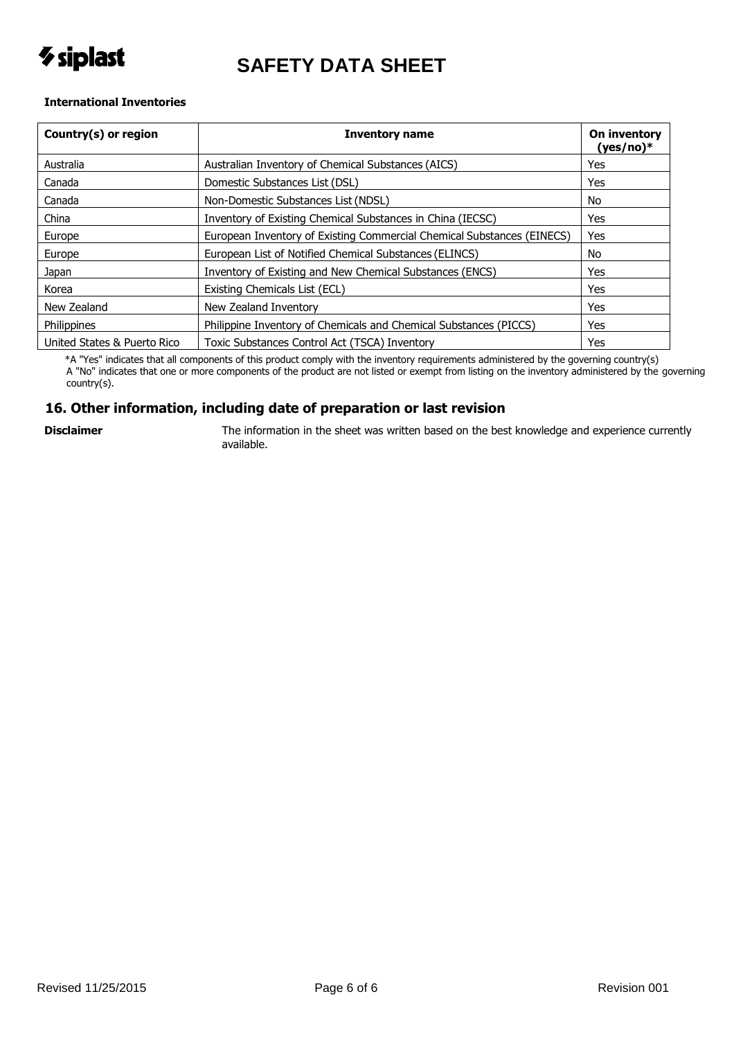**International Inventories**

| Country(s) or region | Inventory name | On inventory (yes/no)* |
|---|---|---|
| Australia | Australian Inventory of Chemical Substances (AICS) | Yes |
| Canada | Domestic Substances List (DSL) | Yes |
| Canada | Non-Domestic Substances List (NDSL) | No |
| China | Inventory of Existing Chemical Substances in China (IECSC) | Yes |
| Europe | European Inventory of Existing Commercial Chemical Substances (EINECS) | Yes |
| Europe | European List of Notified Chemical Substances (ELINCS) | No |
| Japan | Inventory of Existing and New Chemical Substances (ENCS) | Yes |
| Korea | Existing Chemicals List (ECL) | Yes |
| New Zealand | New Zealand Inventory | Yes |
| Philippines | Philippine Inventory of Chemicals and Chemical Substances (PICCS) | Yes |
| United States & Puerto Rico | Toxic Substances Control Act (TSCA) Inventory | Yes |

*A "Yes" indicates that all components of this product comply with the inventory requirements administered by the governing country(s)
A "No" indicates that one or more components of the product are not listed or exempt from listing on the inventory administered by the governing country(s).

## 16. Other information, including date of preparation or last revision

**Disclaimer** The information in the sheet was written based on the best knowledge and experience currently available.

Revised 11/25/2015 Revision 001